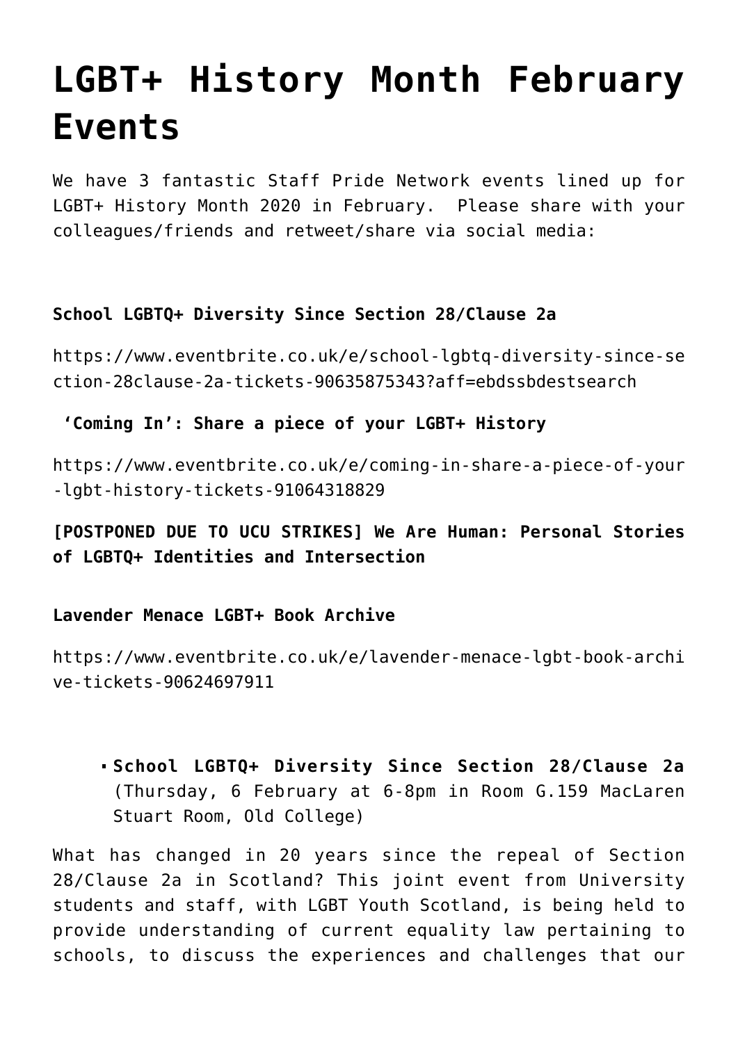# LGBT+ History Month February Events

We have 3 fantastic Staff Pride Network events lined up for LGBT+ History Month 2020 in February.  Please share with your colleagues/friends and retweet/share via social media:

**School LGBTQ+ Diversity Since Section 28/Clause 2a**

https://www.eventbrite.co.uk/e/school-lgbtq-diversity-since-section-28clause-2a-tickets-90635875343?aff=ebdssbdestsearch

**'Coming In': Share a piece of your LGBT+ History**

https://www.eventbrite.co.uk/e/coming-in-share-a-piece-of-your-lgbt-history-tickets-91064318829

**[POSTPONED DUE TO UCU STRIKES] We Are Human: Personal Stories of LGBTQ+ Identities and Intersection**

**Lavender Menace LGBT+ Book Archive**

https://www.eventbrite.co.uk/e/lavender-menace-lgbt-book-archive-tickets-90624697911

- **School LGBTQ+ Diversity Since Section 28/Clause 2a** (Thursday, 6 February at 6-8pm in Room G.159 MacLaren Stuart Room, Old College)

What has changed in 20 years since the repeal of Section 28/Clause 2a in Scotland? This joint event from University students and staff, with LGBT Youth Scotland, is being held to provide understanding of current equality law pertaining to schools, to discuss the experiences and challenges that our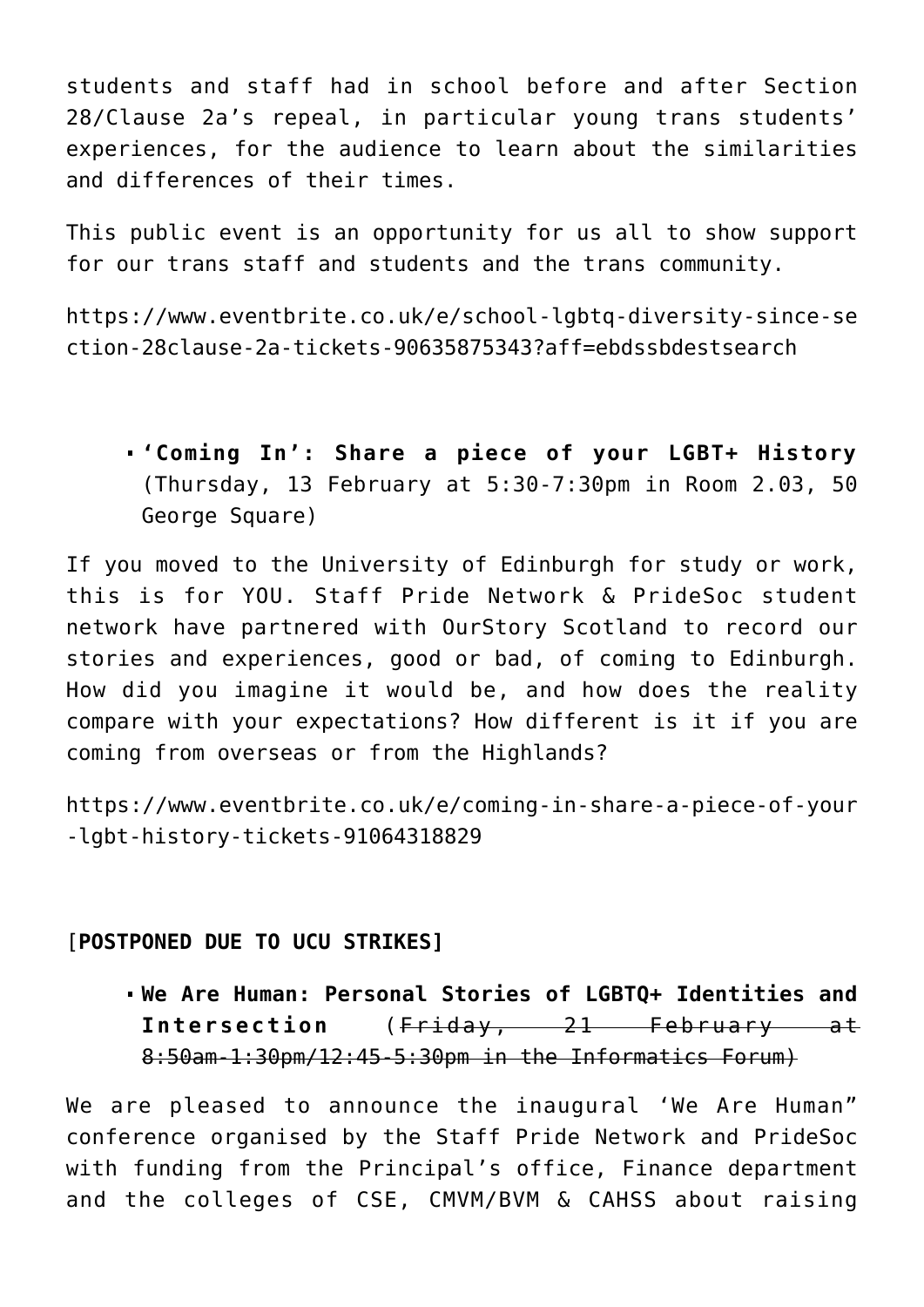students and staff had in school before and after Section 28/Clause 2a's repeal, in particular young trans students' experiences, for the audience to learn about the similarities and differences of their times.

This public event is an opportunity for us all to show support for our trans staff and students and the trans community.

https://www.eventbrite.co.uk/e/school-lgbtq-diversity-since-section-28clause-2a-tickets-90635875343?aff=ebdssbdestsearch

- **'Coming In': Share a piece of your LGBT+ History** (Thursday, 13 February at 5:30-7:30pm in Room 2.03, 50 George Square)

If you moved to the University of Edinburgh for study or work, this is for YOU. Staff Pride Network & PrideSoc student network have partnered with OurStory Scotland to record our stories and experiences, good or bad, of coming to Edinburgh. How did you imagine it would be, and how does the reality compare with your expectations? How different is it if you are coming from overseas or from the Highlands?

https://www.eventbrite.co.uk/e/coming-in-share-a-piece-of-your-lgbt-history-tickets-91064318829

[**POSTPONED DUE TO UCU STRIKES]**

- **We Are Human: Personal Stories of LGBTQ+ Identities and Intersection** (~~Friday, 21 February at 8:50am-1:30pm/12:45-5:30pm in the Informatics Forum)~~

We are pleased to announce the inaugural 'We Are Human" conference organised by the Staff Pride Network and PrideSoc with funding from the Principal's office, Finance department and the colleges of CSE, CMVM/BVM & CAHSS about raising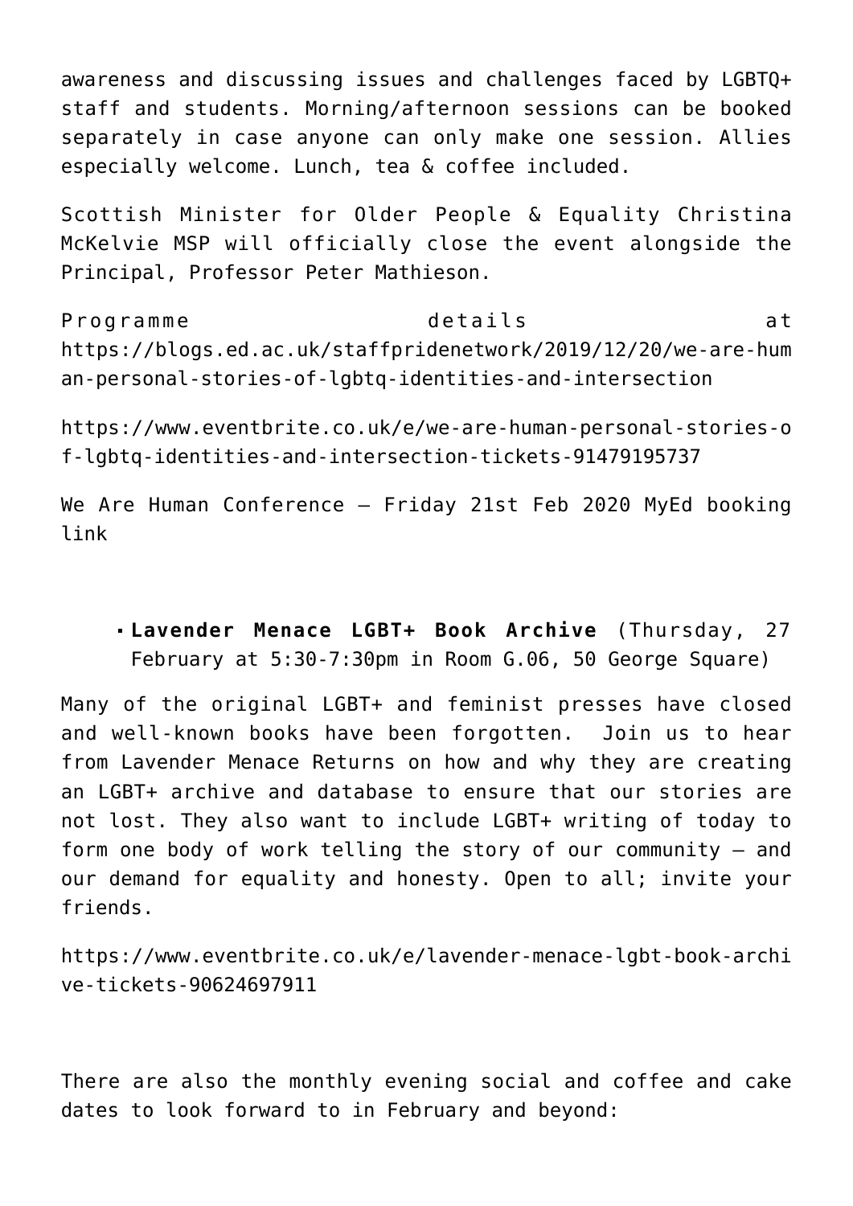awareness and discussing issues and challenges faced by LGBTQ+ staff and students. Morning/afternoon sessions can be booked separately in case anyone can only make one session. Allies especially welcome. Lunch, tea & coffee included.

Scottish Minister for Older People & Equality Christina McKelvie MSP will officially close the event alongside the Principal, Professor Peter Mathieson.

Programme details at https://blogs.ed.ac.uk/staffpridenetwork/2019/12/20/we-are-human-personal-stories-of-lgbtq-identities-and-intersection

https://www.eventbrite.co.uk/e/we-are-human-personal-stories-of-lgbtq-identities-and-intersection-tickets-91479195737

We Are Human Conference – Friday 21st Feb 2020 MyEd booking link

- **Lavender Menace LGBT+ Book Archive** (Thursday, 27 February at 5:30-7:30pm in Room G.06, 50 George Square)

Many of the original LGBT+ and feminist presses have closed and well-known books have been forgotten. Join us to hear from Lavender Menace Returns on how and why they are creating an LGBT+ archive and database to ensure that our stories are not lost. They also want to include LGBT+ writing of today to form one body of work telling the story of our community – and our demand for equality and honesty. Open to all; invite your friends.

https://www.eventbrite.co.uk/e/lavender-menace-lgbt-book-archive-tickets-90624697911

There are also the monthly evening social and coffee and cake dates to look forward to in February and beyond: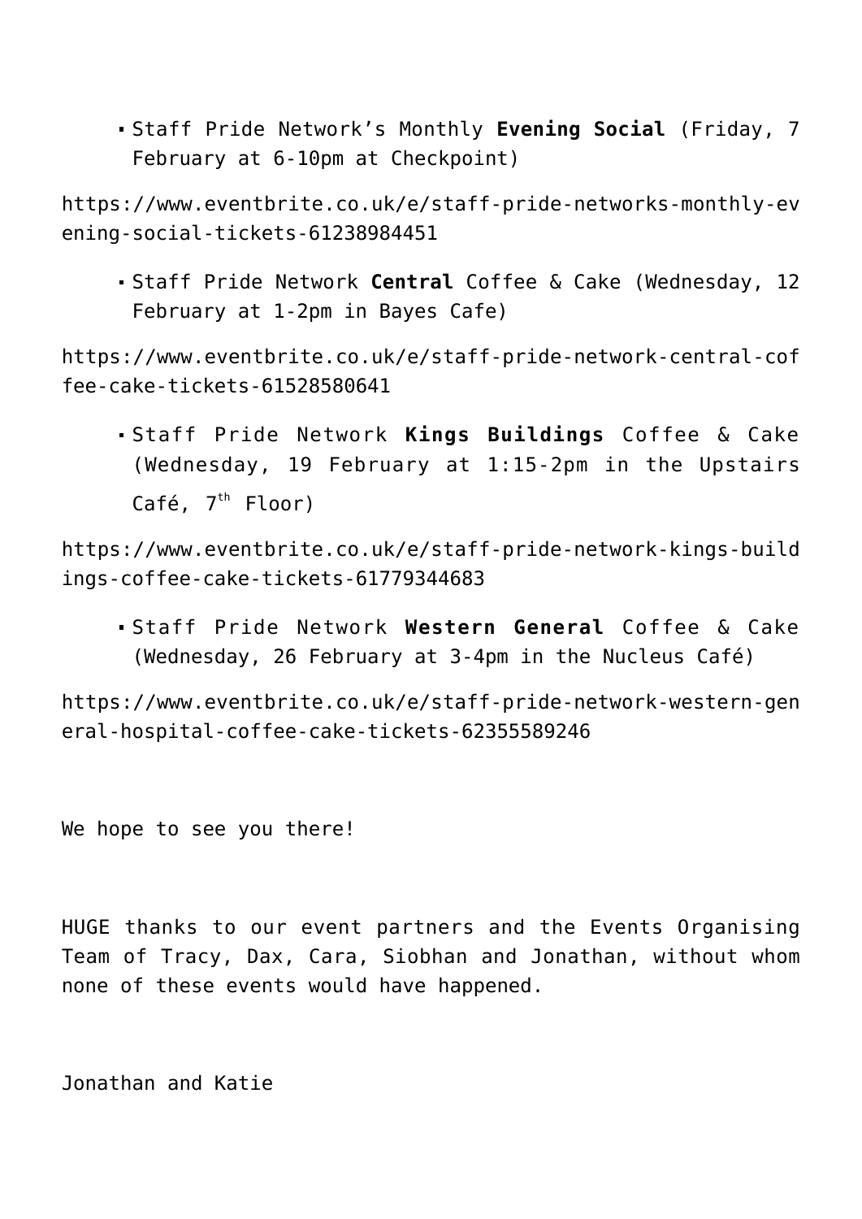- Staff Pride Network's Monthly **Evening Social** (Friday, 7 February at 6-10pm at Checkpoint)

https://www.eventbrite.co.uk/e/staff-pride-networks-monthly-evening-social-tickets-61238984451

- Staff Pride Network **Central** Coffee & Cake (Wednesday, 12 February at 1-2pm in Bayes Cafe)

https://www.eventbrite.co.uk/e/staff-pride-network-central-coffee-cake-tickets-61528580641

- Staff Pride Network **Kings Buildings** Coffee & Cake (Wednesday, 19 February at 1:15-2pm in the Upstairs Café, 7th Floor)

https://www.eventbrite.co.uk/e/staff-pride-network-kings-buildings-coffee-cake-tickets-61779344683

- Staff Pride Network **Western General** Coffee & Cake (Wednesday, 26 February at 3-4pm in the Nucleus Café)

https://www.eventbrite.co.uk/e/staff-pride-network-western-general-hospital-coffee-cake-tickets-62355589246

We hope to see you there!

HUGE thanks to our event partners and the Events Organising Team of Tracy, Dax, Cara, Siobhan and Jonathan, without whom none of these events would have happened.

Jonathan and Katie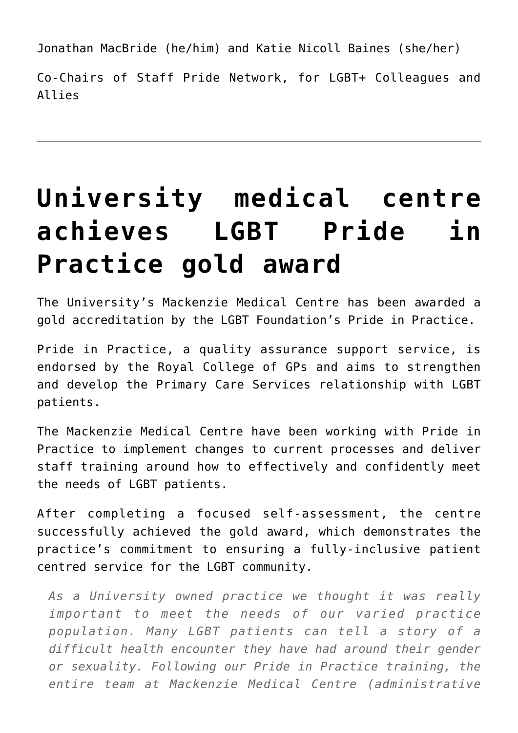Jonathan MacBride (he/him) and Katie Nicoll Baines (she/her)

Co-Chairs of Staff Pride Network, for LGBT+ Colleagues and Allies

---

# University medical centre achieves LGBT Pride in Practice gold award

The University's Mackenzie Medical Centre has been awarded a gold accreditation by the LGBT Foundation's Pride in Practice.

Pride in Practice, a quality assurance support service, is endorsed by the Royal College of GPs and aims to strengthen and develop the Primary Care Services relationship with LGBT patients.

The Mackenzie Medical Centre have been working with Pride in Practice to implement changes to current processes and deliver staff training around how to effectively and confidently meet the needs of LGBT patients.

After completing a focused self-assessment, the centre successfully achieved the gold award, which demonstrates the practice's commitment to ensuring a fully-inclusive patient centred service for the LGBT community.

> *As a University owned practice we thought it was really important to meet the needs of our varied practice population. Many LGBT patients can tell a story of a difficult health encounter they have had around their gender or sexuality. Following our Pride in Practice training, the entire team at Mackenzie Medical Centre (administrative*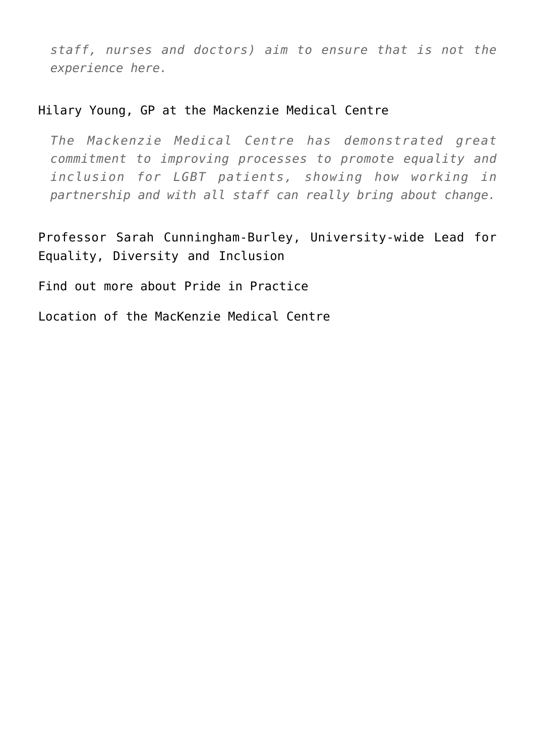> *staff, nurses and doctors) aim to ensure that is not the experience here.*

Hilary Young, GP at the Mackenzie Medical Centre

> *The Mackenzie Medical Centre has demonstrated great commitment to improving processes to promote equality and inclusion for LGBT patients, showing how working in partnership and with all staff can really bring about change.*

Professor Sarah Cunningham-Burley, University-wide Lead for Equality, Diversity and Inclusion

Find out more about Pride in Practice

Location of the MacKenzie Medical Centre